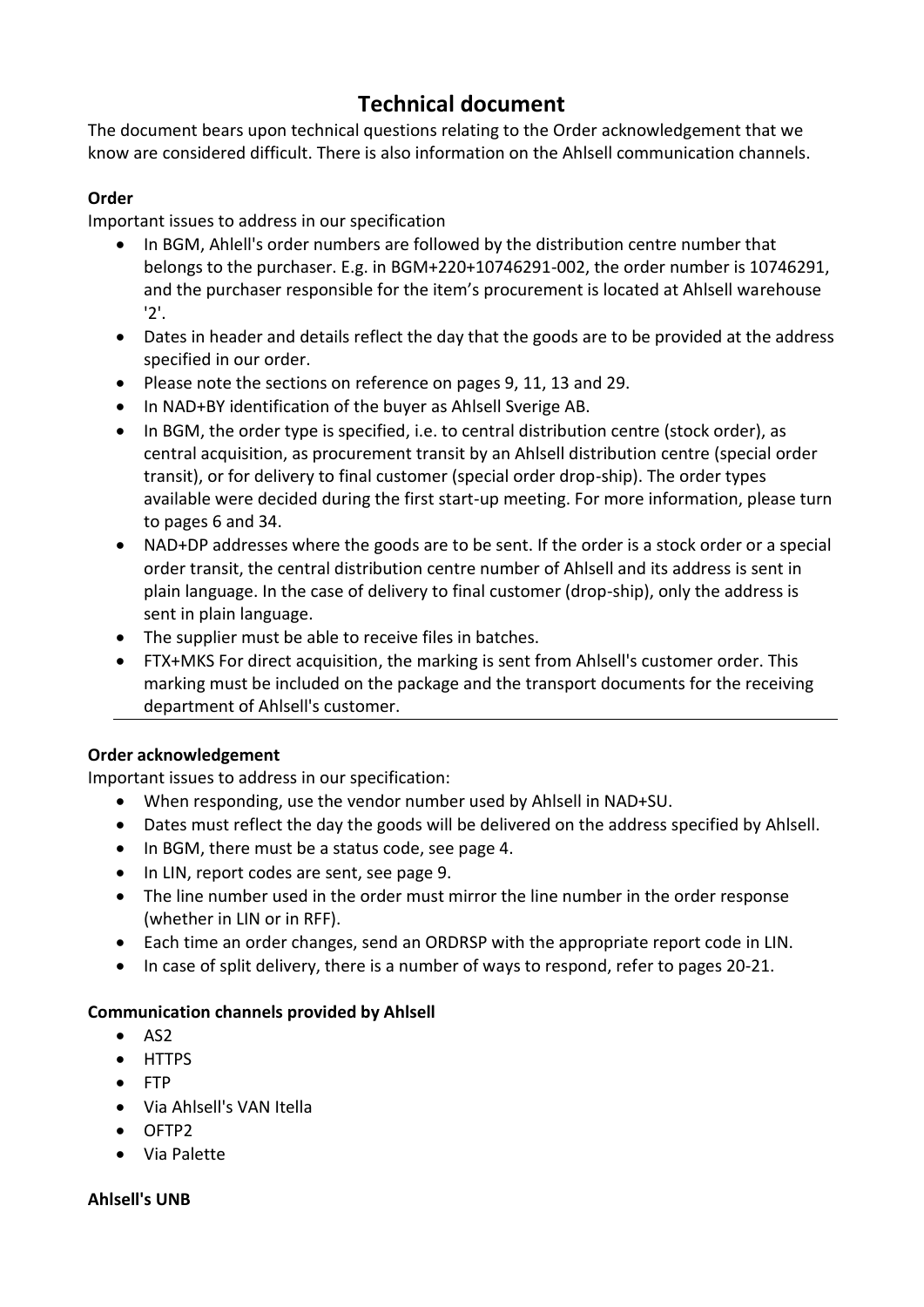# Technical document

The document bears upon technical questions relating to the Order acknowledgement that we know are considered difficult. There is also information on the Ahlsell communication channels.

**Order**

Important issues to address in our specification

- In BGM, Ahlell's order numbers are followed by the distribution centre number that belongs to the purchaser. E.g. in BGM+220+10746291-002, the order number is 10746291, and the purchaser responsible for the item's procurement is located at Ahlsell warehouse '2'.
- Dates in header and details reflect the day that the goods are to be provided at the address specified in our order.
- Please note the sections on reference on pages 9, 11, 13 and 29.
- In NAD+BY identification of the buyer as Ahlsell Sverige AB.
- In BGM, the order type is specified, i.e. to central distribution centre (stock order), as central acquisition, as procurement transit by an Ahlsell distribution centre (special order transit), or for delivery to final customer (special order drop-ship). The order types available were decided during the first start-up meeting. For more information, please turn to pages 6 and 34.
- NAD+DP addresses where the goods are to be sent. If the order is a stock order or a special order transit, the central distribution centre number of Ahlsell and its address is sent in plain language. In the case of delivery to final customer (drop-ship), only the address is sent in plain language.
- The supplier must be able to receive files in batches.
- FTX+MKS For direct acquisition, the marking is sent from Ahlsell's customer order. This marking must be included on the package and the transport documents for the receiving department of Ahlsell's customer.

---

**Order acknowledgement**

Important issues to address in our specification:

- When responding, use the vendor number used by Ahlsell in NAD+SU.
- Dates must reflect the day the goods will be delivered on the address specified by Ahlsell.
- In BGM, there must be a status code, see page 4.
- In LIN, report codes are sent, see page 9.
- The line number used in the order must mirror the line number in the order response (whether in LIN or in RFF).
- Each time an order changes, send an ORDRSP with the appropriate report code in LIN.
- In case of split delivery, there is a number of ways to respond, refer to pages 20-21.

**Communication channels provided by Ahlsell**

- AS2
- HTTPS
- FTP
- Via Ahlsell's VAN Itella
- OFTP2
- Via Palette

**Ahlsell's UNB**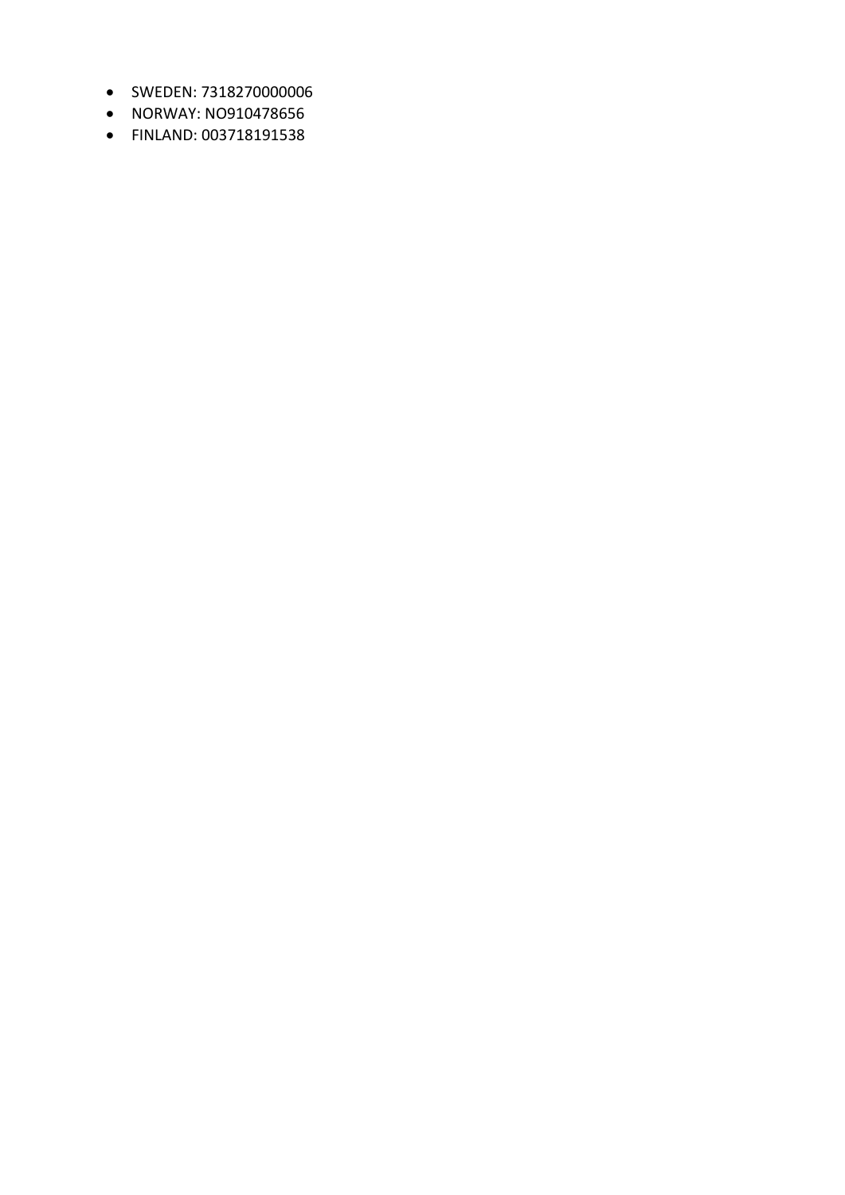- SWEDEN: 7318270000006
- NORWAY: NO910478656
- FINLAND: 003718191538